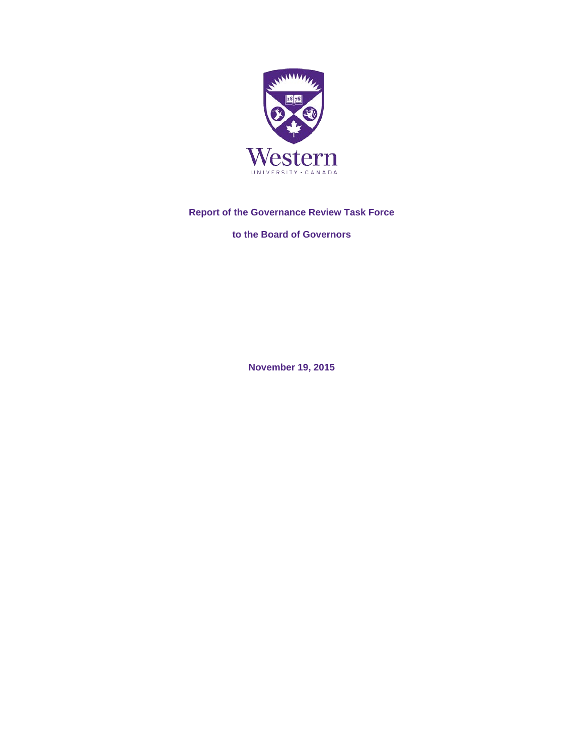# Report of the Governance Review Task Force

## to the Board of Governors

November 19, 2015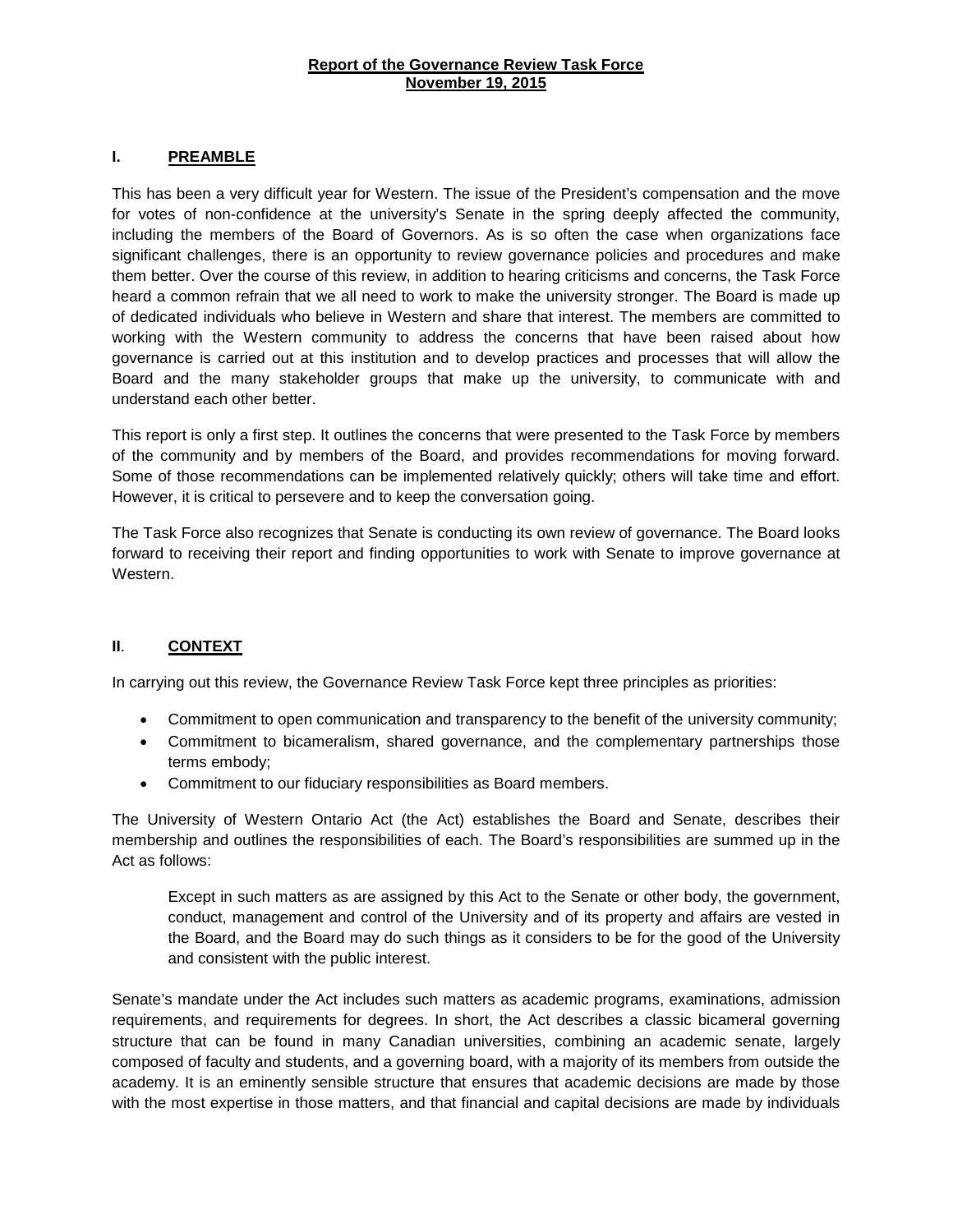**Report of the Governance Review Task Force**
**November 19, 2015**

## I. PREAMBLE

This has been a very difficult year for Western. The issue of the President's compensation and the move for votes of non-confidence at the university's Senate in the spring deeply affected the community, including the members of the Board of Governors. As is so often the case when organizations face significant challenges, there is an opportunity to review governance policies and procedures and make them better. Over the course of this review, in addition to hearing criticisms and concerns, the Task Force heard a common refrain that we all need to work to make the university stronger. The Board is made up of dedicated individuals who believe in Western and share that interest. The members are committed to working with the Western community to address the concerns that have been raised about how governance is carried out at this institution and to develop practices and processes that will allow the Board and the many stakeholder groups that make up the university, to communicate with and understand each other better.

This report is only a first step. It outlines the concerns that were presented to the Task Force by members of the community and by members of the Board, and provides recommendations for moving forward. Some of those recommendations can be implemented relatively quickly; others will take time and effort. However, it is critical to persevere and to keep the conversation going.

The Task Force also recognizes that Senate is conducting its own review of governance. The Board looks forward to receiving their report and finding opportunities to work with Senate to improve governance at Western.

## II. CONTEXT

In carrying out this review, the Governance Review Task Force kept three principles as priorities:

- Commitment to open communication and transparency to the benefit of the university community;
- Commitment to bicameralism, shared governance, and the complementary partnerships those terms embody;
- Commitment to our fiduciary responsibilities as Board members.

The University of Western Ontario Act (the Act) establishes the Board and Senate, describes their membership and outlines the responsibilities of each. The Board's responsibilities are summed up in the Act as follows:

> Except in such matters as are assigned by this Act to the Senate or other body, the government, conduct, management and control of the University and of its property and affairs are vested in the Board, and the Board may do such things as it considers to be for the good of the University and consistent with the public interest.

Senate's mandate under the Act includes such matters as academic programs, examinations, admission requirements, and requirements for degrees. In short, the Act describes a classic bicameral governing structure that can be found in many Canadian universities, combining an academic senate, largely composed of faculty and students, and a governing board, with a majority of its members from outside the academy. It is an eminently sensible structure that ensures that academic decisions are made by those with the most expertise in those matters, and that financial and capital decisions are made by individuals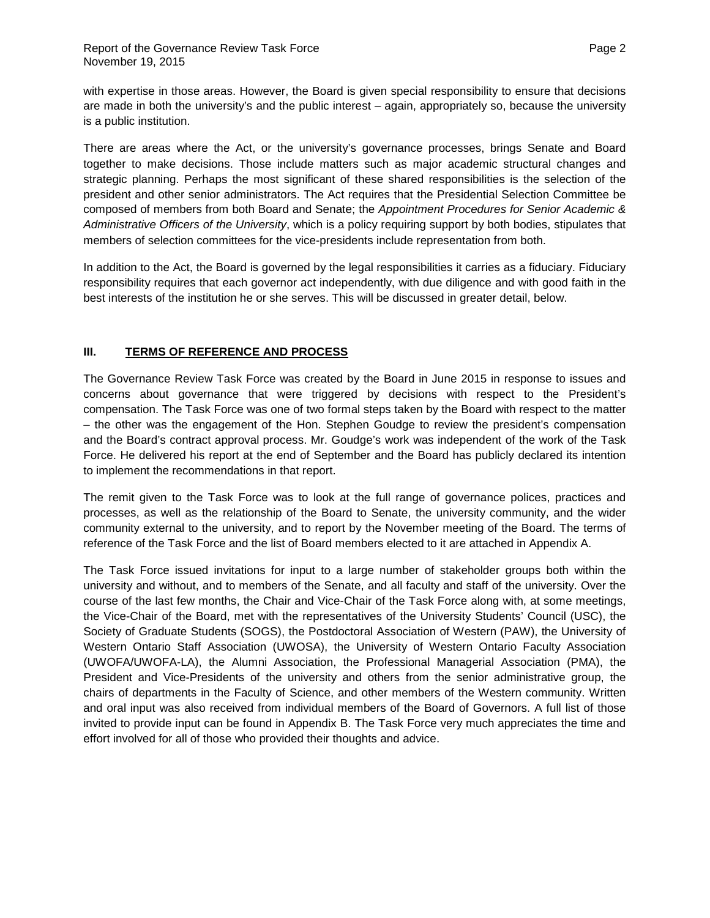with expertise in those areas. However, the Board is given special responsibility to ensure that decisions are made in both the university's and the public interest – again, appropriately so, because the university is a public institution.

There are areas where the Act, or the university's governance processes, brings Senate and Board together to make decisions. Those include matters such as major academic structural changes and strategic planning. Perhaps the most significant of these shared responsibilities is the selection of the president and other senior administrators. The Act requires that the Presidential Selection Committee be composed of members from both Board and Senate; the *Appointment Procedures for Senior Academic & Administrative Officers of the University*, which is a policy requiring support by both bodies, stipulates that members of selection committees for the vice-presidents include representation from both.

In addition to the Act, the Board is governed by the legal responsibilities it carries as a fiduciary. Fiduciary responsibility requires that each governor act independently, with due diligence and with good faith in the best interests of the institution he or she serves. This will be discussed in greater detail, below.

## III. <u>TERMS OF REFERENCE AND PROCESS</u>

The Governance Review Task Force was created by the Board in June 2015 in response to issues and concerns about governance that were triggered by decisions with respect to the President's compensation. The Task Force was one of two formal steps taken by the Board with respect to the matter – the other was the engagement of the Hon. Stephen Goudge to review the president's compensation and the Board's contract approval process. Mr. Goudge's work was independent of the work of the Task Force. He delivered his report at the end of September and the Board has publicly declared its intention to implement the recommendations in that report.

The remit given to the Task Force was to look at the full range of governance polices, practices and processes, as well as the relationship of the Board to Senate, the university community, and the wider community external to the university, and to report by the November meeting of the Board. The terms of reference of the Task Force and the list of Board members elected to it are attached in Appendix A.

The Task Force issued invitations for input to a large number of stakeholder groups both within the university and without, and to members of the Senate, and all faculty and staff of the university. Over the course of the last few months, the Chair and Vice-Chair of the Task Force along with, at some meetings, the Vice-Chair of the Board, met with the representatives of the University Students' Council (USC), the Society of Graduate Students (SOGS), the Postdoctoral Association of Western (PAW), the University of Western Ontario Staff Association (UWOSA), the University of Western Ontario Faculty Association (UWOFA/UWOFA-LA), the Alumni Association, the Professional Managerial Association (PMA), the President and Vice-Presidents of the university and others from the senior administrative group, the chairs of departments in the Faculty of Science, and other members of the Western community. Written and oral input was also received from individual members of the Board of Governors. A full list of those invited to provide input can be found in Appendix B. The Task Force very much appreciates the time and effort involved for all of those who provided their thoughts and advice.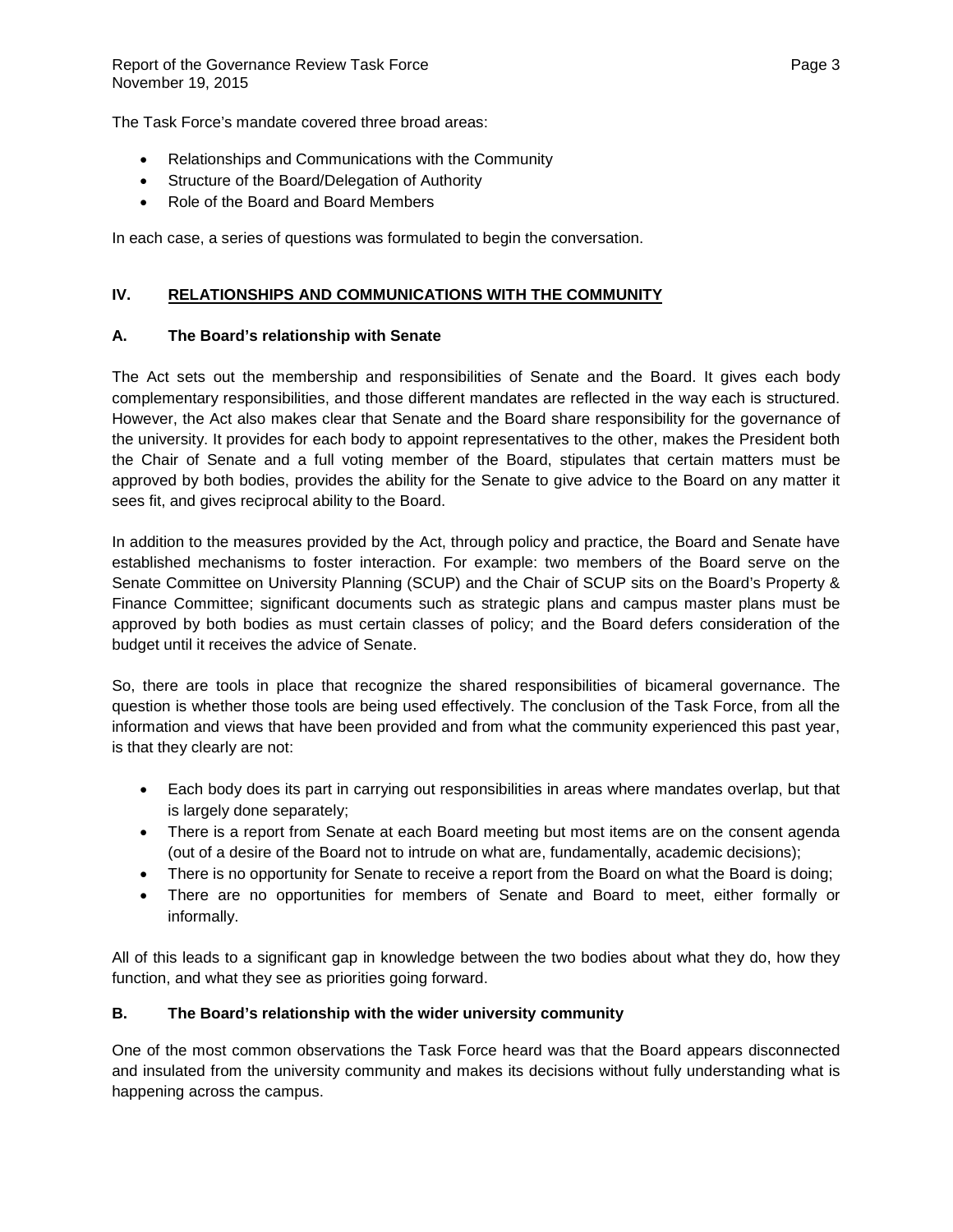The Task Force's mandate covered three broad areas:

- Relationships and Communications with the Community
- Structure of the Board/Delegation of Authority
- Role of the Board and Board Members

In each case, a series of questions was formulated to begin the conversation.

## IV. RELATIONSHIPS AND COMMUNICATIONS WITH THE COMMUNITY

### A. The Board's relationship with Senate

The Act sets out the membership and responsibilities of Senate and the Board. It gives each body complementary responsibilities, and those different mandates are reflected in the way each is structured. However, the Act also makes clear that Senate and the Board share responsibility for the governance of the university. It provides for each body to appoint representatives to the other, makes the President both the Chair of Senate and a full voting member of the Board, stipulates that certain matters must be approved by both bodies, provides the ability for the Senate to give advice to the Board on any matter it sees fit, and gives reciprocal ability to the Board.

In addition to the measures provided by the Act, through policy and practice, the Board and Senate have established mechanisms to foster interaction. For example: two members of the Board serve on the Senate Committee on University Planning (SCUP) and the Chair of SCUP sits on the Board's Property & Finance Committee; significant documents such as strategic plans and campus master plans must be approved by both bodies as must certain classes of policy; and the Board defers consideration of the budget until it receives the advice of Senate.

So, there are tools in place that recognize the shared responsibilities of bicameral governance. The question is whether those tools are being used effectively. The conclusion of the Task Force, from all the information and views that have been provided and from what the community experienced this past year, is that they clearly are not:

- Each body does its part in carrying out responsibilities in areas where mandates overlap, but that is largely done separately;
- There is a report from Senate at each Board meeting but most items are on the consent agenda (out of a desire of the Board not to intrude on what are, fundamentally, academic decisions);
- There is no opportunity for Senate to receive a report from the Board on what the Board is doing;
- There are no opportunities for members of Senate and Board to meet, either formally or informally.

All of this leads to a significant gap in knowledge between the two bodies about what they do, how they function, and what they see as priorities going forward.

### B. The Board's relationship with the wider university community

One of the most common observations the Task Force heard was that the Board appears disconnected and insulated from the university community and makes its decisions without fully understanding what is happening across the campus.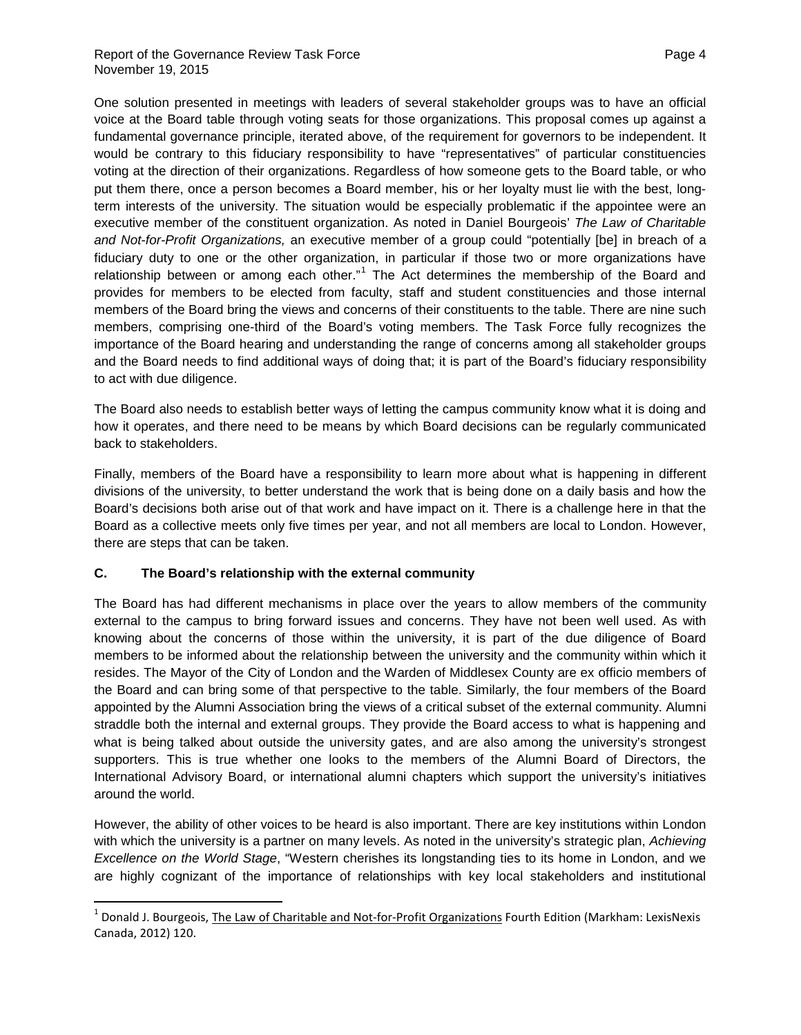One solution presented in meetings with leaders of several stakeholder groups was to have an official voice at the Board table through voting seats for those organizations. This proposal comes up against a fundamental governance principle, iterated above, of the requirement for governors to be independent. It would be contrary to this fiduciary responsibility to have "representatives" of particular constituencies voting at the direction of their organizations. Regardless of how someone gets to the Board table, or who put them there, once a person becomes a Board member, his or her loyalty must lie with the best, long-term interests of the university. The situation would be especially problematic if the appointee were an executive member of the constituent organization. As noted in Daniel Bourgeois' *The Law of Charitable and Not-for-Profit Organizations,* an executive member of a group could "potentially [be] in breach of a fiduciary duty to one or the other organization, in particular if those two or more organizations have relationship between or among each other."[1] The Act determines the membership of the Board and provides for members to be elected from faculty, staff and student constituencies and those internal members of the Board bring the views and concerns of their constituents to the table. There are nine such members, comprising one-third of the Board's voting members. The Task Force fully recognizes the importance of the Board hearing and understanding the range of concerns among all stakeholder groups and the Board needs to find additional ways of doing that; it is part of the Board's fiduciary responsibility to act with due diligence.

The Board also needs to establish better ways of letting the campus community know what it is doing and how it operates, and there need to be means by which Board decisions can be regularly communicated back to stakeholders.

Finally, members of the Board have a responsibility to learn more about what is happening in different divisions of the university, to better understand the work that is being done on a daily basis and how the Board's decisions both arise out of that work and have impact on it. There is a challenge here in that the Board as a collective meets only five times per year, and not all members are local to London. However, there are steps that can be taken.

### C. The Board's relationship with the external community

The Board has had different mechanisms in place over the years to allow members of the community external to the campus to bring forward issues and concerns. They have not been well used. As with knowing about the concerns of those within the university, it is part of the due diligence of Board members to be informed about the relationship between the university and the community within which it resides. The Mayor of the City of London and the Warden of Middlesex County are ex officio members of the Board and can bring some of that perspective to the table. Similarly, the four members of the Board appointed by the Alumni Association bring the views of a critical subset of the external community. Alumni straddle both the internal and external groups. They provide the Board access to what is happening and what is being talked about outside the university gates, and are also among the university's strongest supporters. This is true whether one looks to the members of the Alumni Board of Directors, the International Advisory Board, or international alumni chapters which support the university's initiatives around the world.

However, the ability of other voices to be heard is also important. There are key institutions within London with which the university is a partner on many levels. As noted in the university's strategic plan, *Achieving Excellence on the World Stage*, "Western cherishes its longstanding ties to its home in London, and we are highly cognizant of the importance of relationships with key local stakeholders and institutional

[1] Donald J. Bourgeois, The Law of Charitable and Not-for-Profit Organizations Fourth Edition (Markham: LexisNexis Canada, 2012) 120.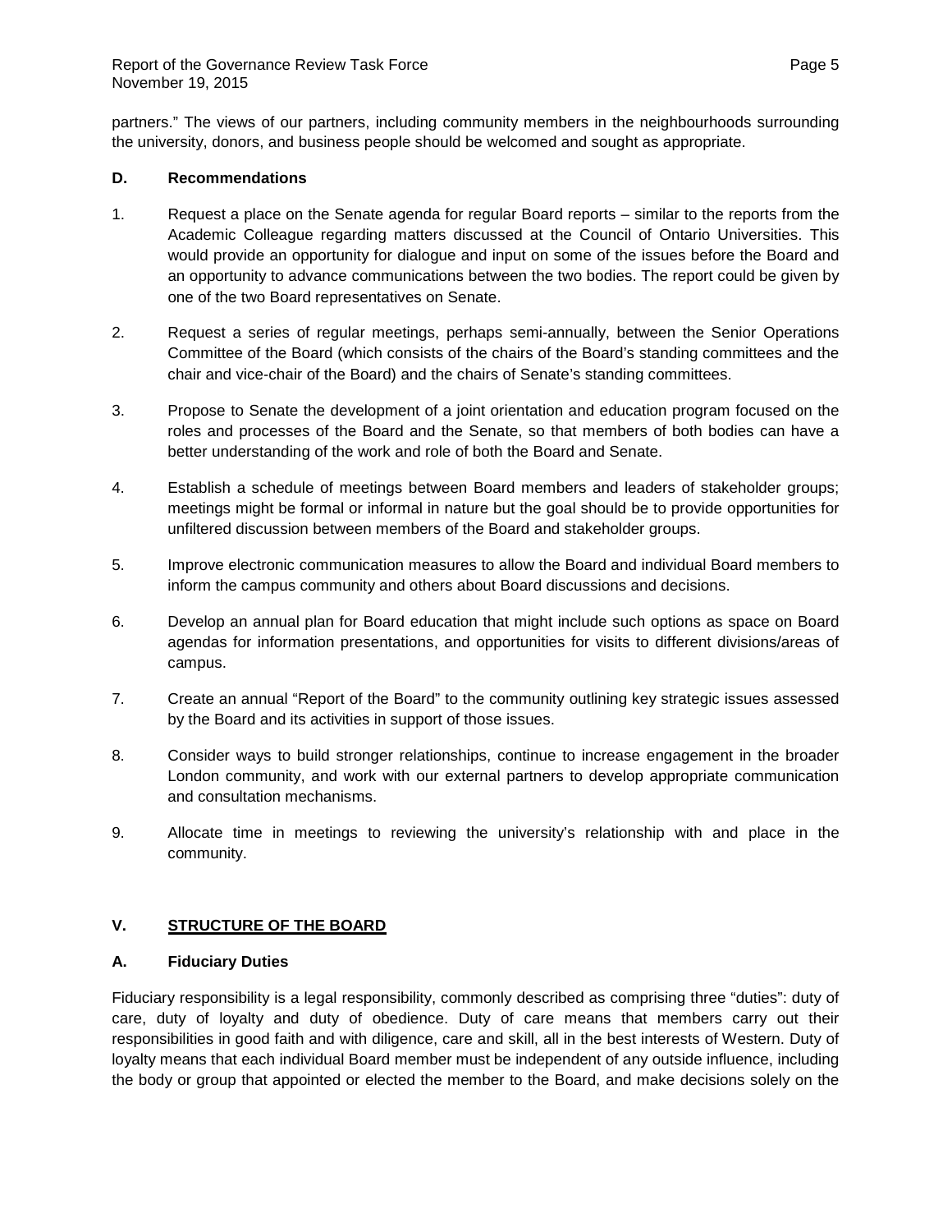partners." The views of our partners, including community members in the neighbourhoods surrounding the university, donors, and business people should be welcomed and sought as appropriate.

### D. Recommendations

1. Request a place on the Senate agenda for regular Board reports – similar to the reports from the Academic Colleague regarding matters discussed at the Council of Ontario Universities. This would provide an opportunity for dialogue and input on some of the issues before the Board and an opportunity to advance communications between the two bodies. The report could be given by one of the two Board representatives on Senate.

2. Request a series of regular meetings, perhaps semi-annually, between the Senior Operations Committee of the Board (which consists of the chairs of the Board's standing committees and the chair and vice-chair of the Board) and the chairs of Senate's standing committees.

3. Propose to Senate the development of a joint orientation and education program focused on the roles and processes of the Board and the Senate, so that members of both bodies can have a better understanding of the work and role of both the Board and Senate.

4. Establish a schedule of meetings between Board members and leaders of stakeholder groups; meetings might be formal or informal in nature but the goal should be to provide opportunities for unfiltered discussion between members of the Board and stakeholder groups.

5. Improve electronic communication measures to allow the Board and individual Board members to inform the campus community and others about Board discussions and decisions.

6. Develop an annual plan for Board education that might include such options as space on Board agendas for information presentations, and opportunities for visits to different divisions/areas of campus.

7. Create an annual "Report of the Board" to the community outlining key strategic issues assessed by the Board and its activities in support of those issues.

8. Consider ways to build stronger relationships, continue to increase engagement in the broader London community, and work with our external partners to develop appropriate communication and consultation mechanisms.

9. Allocate time in meetings to reviewing the university's relationship with and place in the community.

## V. STRUCTURE OF THE BOARD

### A. Fiduciary Duties

Fiduciary responsibility is a legal responsibility, commonly described as comprising three "duties": duty of care, duty of loyalty and duty of obedience. Duty of care means that members carry out their responsibilities in good faith and with diligence, care and skill, all in the best interests of Western. Duty of loyalty means that each individual Board member must be independent of any outside influence, including the body or group that appointed or elected the member to the Board, and make decisions solely on the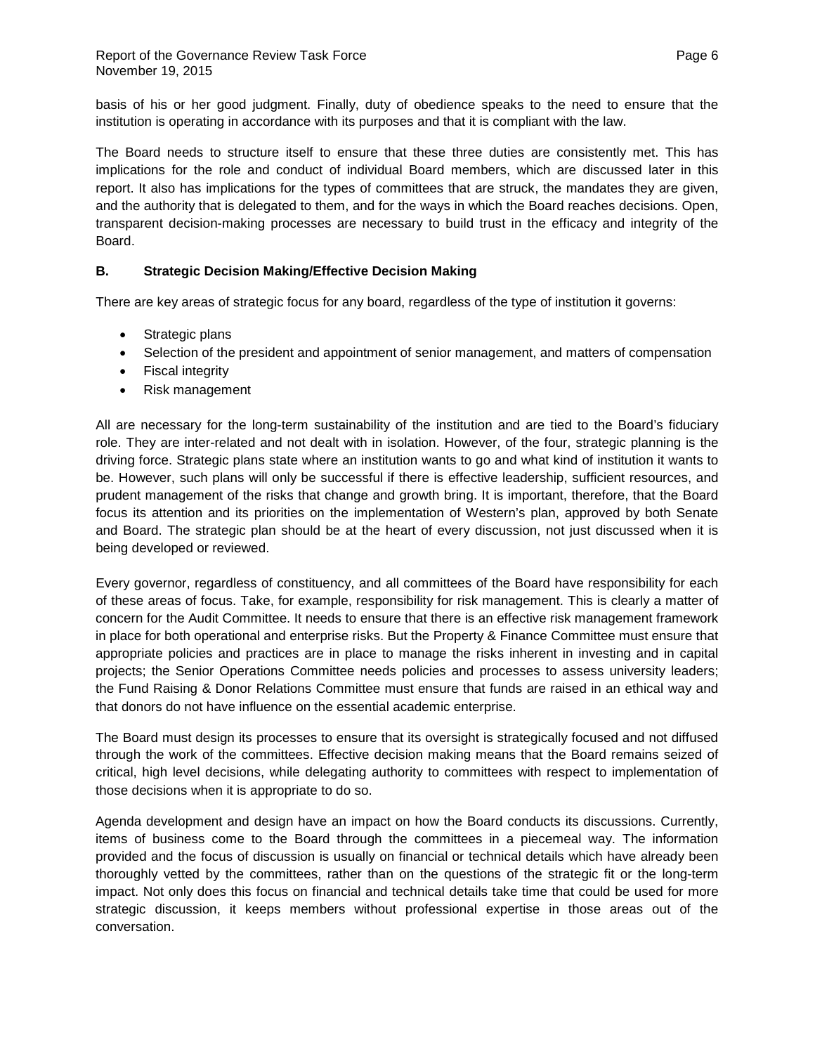basis of his or her good judgment. Finally, duty of obedience speaks to the need to ensure that the institution is operating in accordance with its purposes and that it is compliant with the law.

The Board needs to structure itself to ensure that these three duties are consistently met. This has implications for the role and conduct of individual Board members, which are discussed later in this report. It also has implications for the types of committees that are struck, the mandates they are given, and the authority that is delegated to them, and for the ways in which the Board reaches decisions. Open, transparent decision-making processes are necessary to build trust in the efficacy and integrity of the Board.

### B. Strategic Decision Making/Effective Decision Making

There are key areas of strategic focus for any board, regardless of the type of institution it governs:

- Strategic plans
- Selection of the president and appointment of senior management, and matters of compensation
- Fiscal integrity
- Risk management

All are necessary for the long-term sustainability of the institution and are tied to the Board's fiduciary role. They are inter-related and not dealt with in isolation. However, of the four, strategic planning is the driving force. Strategic plans state where an institution wants to go and what kind of institution it wants to be. However, such plans will only be successful if there is effective leadership, sufficient resources, and prudent management of the risks that change and growth bring. It is important, therefore, that the Board focus its attention and its priorities on the implementation of Western's plan, approved by both Senate and Board. The strategic plan should be at the heart of every discussion, not just discussed when it is being developed or reviewed.

Every governor, regardless of constituency, and all committees of the Board have responsibility for each of these areas of focus. Take, for example, responsibility for risk management. This is clearly a matter of concern for the Audit Committee. It needs to ensure that there is an effective risk management framework in place for both operational and enterprise risks. But the Property & Finance Committee must ensure that appropriate policies and practices are in place to manage the risks inherent in investing and in capital projects; the Senior Operations Committee needs policies and processes to assess university leaders; the Fund Raising & Donor Relations Committee must ensure that funds are raised in an ethical way and that donors do not have influence on the essential academic enterprise.

The Board must design its processes to ensure that its oversight is strategically focused and not diffused through the work of the committees. Effective decision making means that the Board remains seized of critical, high level decisions, while delegating authority to committees with respect to implementation of those decisions when it is appropriate to do so.

Agenda development and design have an impact on how the Board conducts its discussions. Currently, items of business come to the Board through the committees in a piecemeal way. The information provided and the focus of discussion is usually on financial or technical details which have already been thoroughly vetted by the committees, rather than on the questions of the strategic fit or the long-term impact. Not only does this focus on financial and technical details take time that could be used for more strategic discussion, it keeps members without professional expertise in those areas out of the conversation.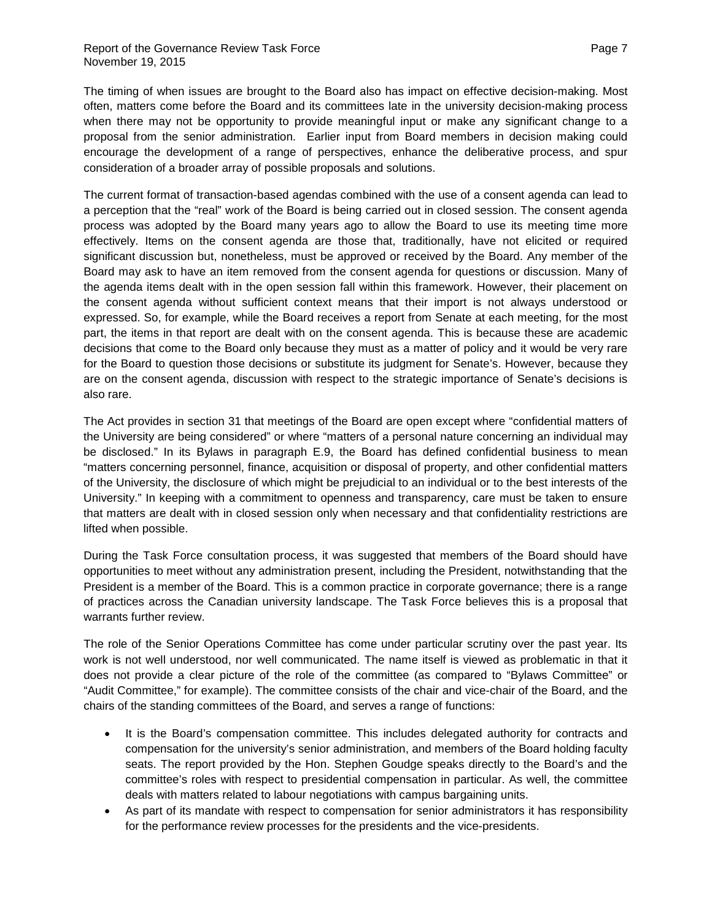The timing of when issues are brought to the Board also has impact on effective decision-making. Most often, matters come before the Board and its committees late in the university decision-making process when there may not be opportunity to provide meaningful input or make any significant change to a proposal from the senior administration. Earlier input from Board members in decision making could encourage the development of a range of perspectives, enhance the deliberative process, and spur consideration of a broader array of possible proposals and solutions.

The current format of transaction-based agendas combined with the use of a consent agenda can lead to a perception that the "real" work of the Board is being carried out in closed session. The consent agenda process was adopted by the Board many years ago to allow the Board to use its meeting time more effectively. Items on the consent agenda are those that, traditionally, have not elicited or required significant discussion but, nonetheless, must be approved or received by the Board. Any member of the Board may ask to have an item removed from the consent agenda for questions or discussion. Many of the agenda items dealt with in the open session fall within this framework. However, their placement on the consent agenda without sufficient context means that their import is not always understood or expressed. So, for example, while the Board receives a report from Senate at each meeting, for the most part, the items in that report are dealt with on the consent agenda. This is because these are academic decisions that come to the Board only because they must as a matter of policy and it would be very rare for the Board to question those decisions or substitute its judgment for Senate's. However, because they are on the consent agenda, discussion with respect to the strategic importance of Senate's decisions is also rare.

The Act provides in section 31 that meetings of the Board are open except where "confidential matters of the University are being considered" or where "matters of a personal nature concerning an individual may be disclosed." In its Bylaws in paragraph E.9, the Board has defined confidential business to mean "matters concerning personnel, finance, acquisition or disposal of property, and other confidential matters of the University, the disclosure of which might be prejudicial to an individual or to the best interests of the University." In keeping with a commitment to openness and transparency, care must be taken to ensure that matters are dealt with in closed session only when necessary and that confidentiality restrictions are lifted when possible.

During the Task Force consultation process, it was suggested that members of the Board should have opportunities to meet without any administration present, including the President, notwithstanding that the President is a member of the Board. This is a common practice in corporate governance; there is a range of practices across the Canadian university landscape. The Task Force believes this is a proposal that warrants further review.

The role of the Senior Operations Committee has come under particular scrutiny over the past year. Its work is not well understood, nor well communicated. The name itself is viewed as problematic in that it does not provide a clear picture of the role of the committee (as compared to "Bylaws Committee" or "Audit Committee," for example). The committee consists of the chair and vice-chair of the Board, and the chairs of the standing committees of the Board, and serves a range of functions:

- It is the Board's compensation committee. This includes delegated authority for contracts and compensation for the university's senior administration, and members of the Board holding faculty seats. The report provided by the Hon. Stephen Goudge speaks directly to the Board's and the committee's roles with respect to presidential compensation in particular. As well, the committee deals with matters related to labour negotiations with campus bargaining units.
- As part of its mandate with respect to compensation for senior administrators it has responsibility for the performance review processes for the presidents and the vice-presidents.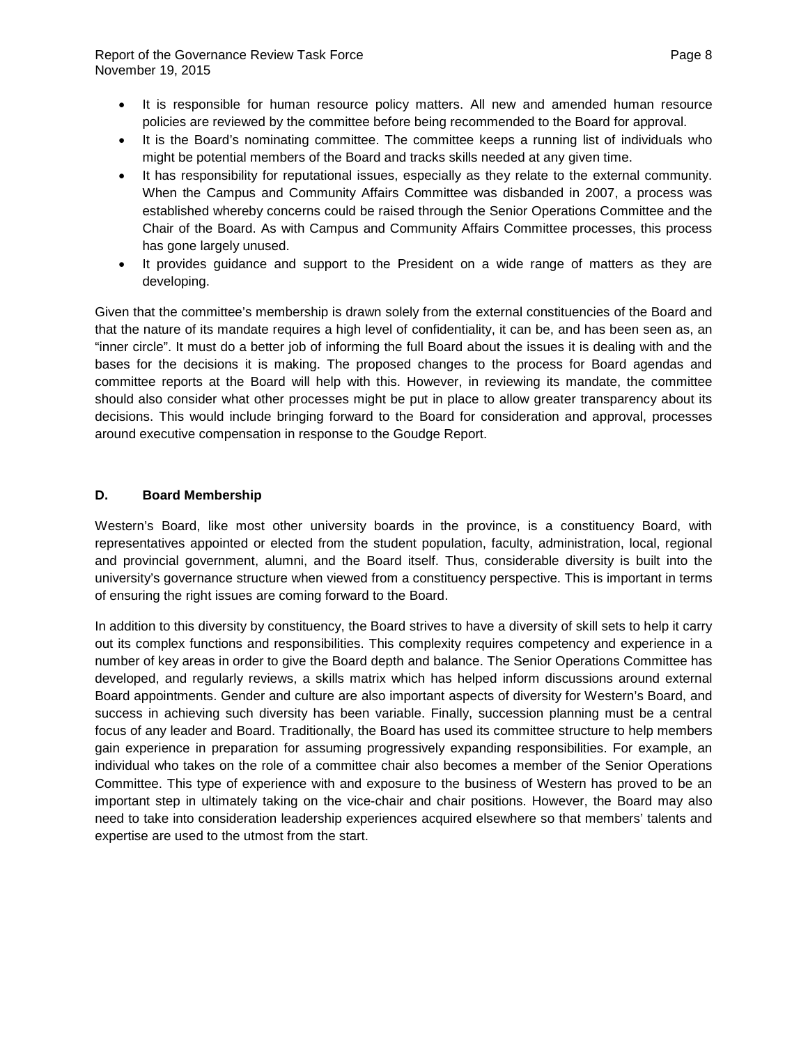- It is responsible for human resource policy matters. All new and amended human resource policies are reviewed by the committee before being recommended to the Board for approval.
- It is the Board's nominating committee. The committee keeps a running list of individuals who might be potential members of the Board and tracks skills needed at any given time.
- It has responsibility for reputational issues, especially as they relate to the external community. When the Campus and Community Affairs Committee was disbanded in 2007, a process was established whereby concerns could be raised through the Senior Operations Committee and the Chair of the Board. As with Campus and Community Affairs Committee processes, this process has gone largely unused.
- It provides guidance and support to the President on a wide range of matters as they are developing.

Given that the committee's membership is drawn solely from the external constituencies of the Board and that the nature of its mandate requires a high level of confidentiality, it can be, and has been seen as, an "inner circle". It must do a better job of informing the full Board about the issues it is dealing with and the bases for the decisions it is making. The proposed changes to the process for Board agendas and committee reports at the Board will help with this. However, in reviewing its mandate, the committee should also consider what other processes might be put in place to allow greater transparency about its decisions. This would include bringing forward to the Board for consideration and approval, processes around executive compensation in response to the Goudge Report.

### D. Board Membership

Western's Board, like most other university boards in the province, is a constituency Board, with representatives appointed or elected from the student population, faculty, administration, local, regional and provincial government, alumni, and the Board itself. Thus, considerable diversity is built into the university's governance structure when viewed from a constituency perspective. This is important in terms of ensuring the right issues are coming forward to the Board.

In addition to this diversity by constituency, the Board strives to have a diversity of skill sets to help it carry out its complex functions and responsibilities. This complexity requires competency and experience in a number of key areas in order to give the Board depth and balance. The Senior Operations Committee has developed, and regularly reviews, a skills matrix which has helped inform discussions around external Board appointments. Gender and culture are also important aspects of diversity for Western's Board, and success in achieving such diversity has been variable. Finally, succession planning must be a central focus of any leader and Board. Traditionally, the Board has used its committee structure to help members gain experience in preparation for assuming progressively expanding responsibilities. For example, an individual who takes on the role of a committee chair also becomes a member of the Senior Operations Committee. This type of experience with and exposure to the business of Western has proved to be an important step in ultimately taking on the vice-chair and chair positions. However, the Board may also need to take into consideration leadership experiences acquired elsewhere so that members' talents and expertise are used to the utmost from the start.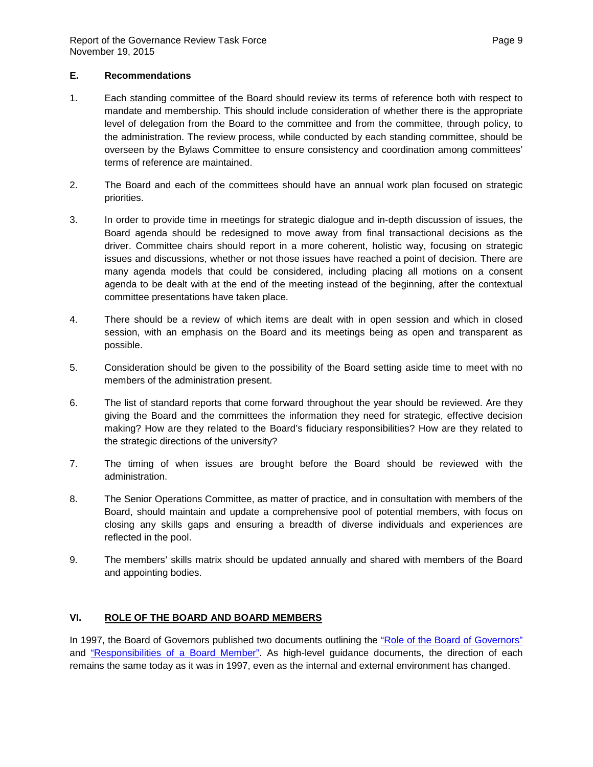### E. Recommendations

1. Each standing committee of the Board should review its terms of reference both with respect to mandate and membership. This should include consideration of whether there is the appropriate level of delegation from the Board to the committee and from the committee, through policy, to the administration. The review process, while conducted by each standing committee, should be overseen by the Bylaws Committee to ensure consistency and coordination among committees' terms of reference are maintained.

2. The Board and each of the committees should have an annual work plan focused on strategic priorities.

3. In order to provide time in meetings for strategic dialogue and in-depth discussion of issues, the Board agenda should be redesigned to move away from final transactional decisions as the driver. Committee chairs should report in a more coherent, holistic way, focusing on strategic issues and discussions, whether or not those issues have reached a point of decision. There are many agenda models that could be considered, including placing all motions on a consent agenda to be dealt with at the end of the meeting instead of the beginning, after the contextual committee presentations have taken place.

4. There should be a review of which items are dealt with in open session and which in closed session, with an emphasis on the Board and its meetings being as open and transparent as possible.

5. Consideration should be given to the possibility of the Board setting aside time to meet with no members of the administration present.

6. The list of standard reports that come forward throughout the year should be reviewed. Are they giving the Board and the committees the information they need for strategic, effective decision making? How are they related to the Board's fiduciary responsibilities? How are they related to the strategic directions of the university?

7. The timing of when issues are brought before the Board should be reviewed with the administration.

8. The Senior Operations Committee, as matter of practice, and in consultation with members of the Board, should maintain and update a comprehensive pool of potential members, with focus on closing any skills gaps and ensuring a breadth of diverse individuals and experiences are reflected in the pool.

9. The members' skills matrix should be updated annually and shared with members of the Board and appointing bodies.

## VI. ROLE OF THE BOARD AND BOARD MEMBERS

In 1997, the Board of Governors published two documents outlining the "Role of the Board of Governors" and "Responsibilities of a Board Member". As high-level guidance documents, the direction of each remains the same today as it was in 1997, even as the internal and external environment has changed.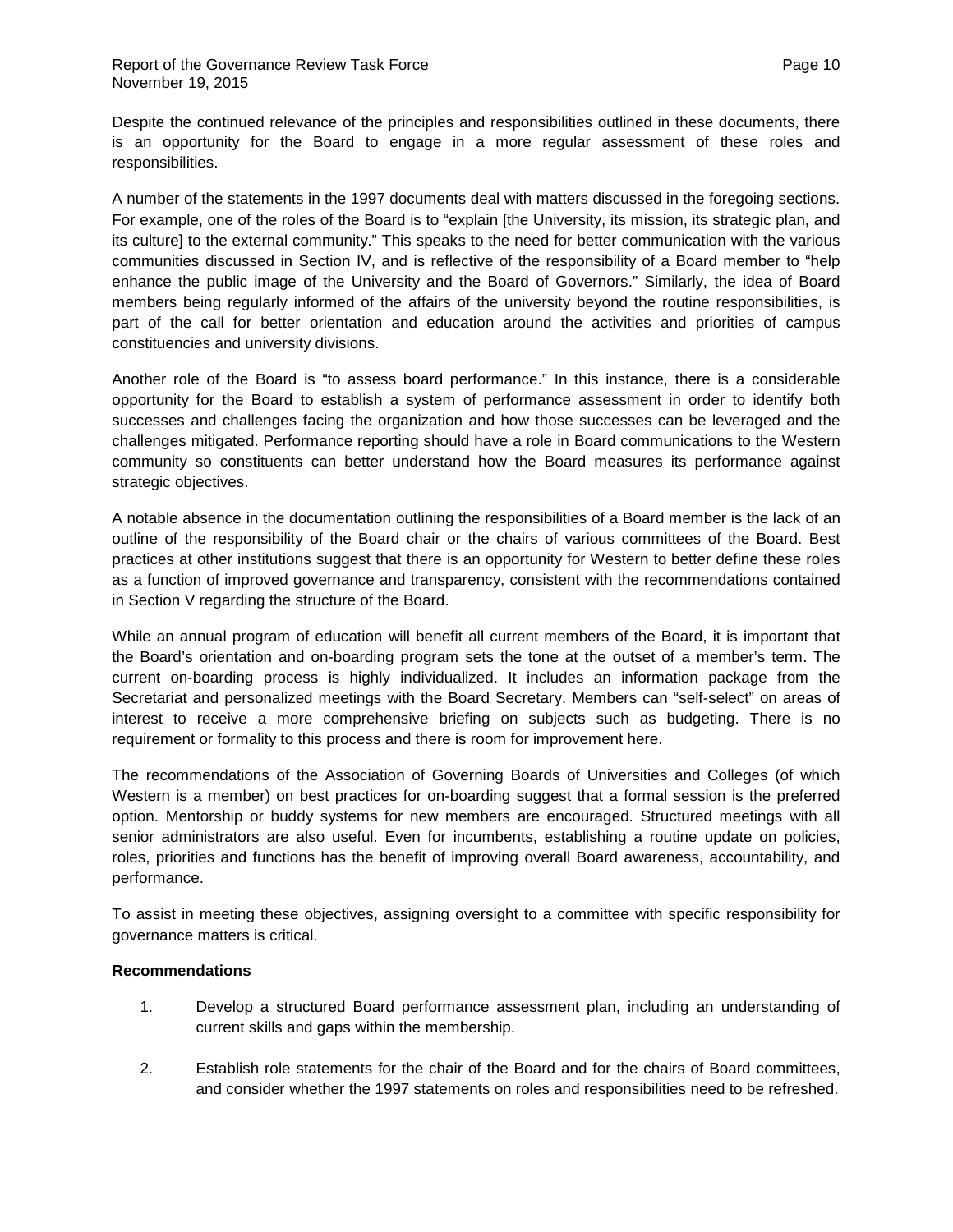Despite the continued relevance of the principles and responsibilities outlined in these documents, there is an opportunity for the Board to engage in a more regular assessment of these roles and responsibilities.

A number of the statements in the 1997 documents deal with matters discussed in the foregoing sections. For example, one of the roles of the Board is to "explain [the University, its mission, its strategic plan, and its culture] to the external community." This speaks to the need for better communication with the various communities discussed in Section IV, and is reflective of the responsibility of a Board member to "help enhance the public image of the University and the Board of Governors." Similarly, the idea of Board members being regularly informed of the affairs of the university beyond the routine responsibilities, is part of the call for better orientation and education around the activities and priorities of campus constituencies and university divisions.

Another role of the Board is "to assess board performance." In this instance, there is a considerable opportunity for the Board to establish a system of performance assessment in order to identify both successes and challenges facing the organization and how those successes can be leveraged and the challenges mitigated. Performance reporting should have a role in Board communications to the Western community so constituents can better understand how the Board measures its performance against strategic objectives.

A notable absence in the documentation outlining the responsibilities of a Board member is the lack of an outline of the responsibility of the Board chair or the chairs of various committees of the Board. Best practices at other institutions suggest that there is an opportunity for Western to better define these roles as a function of improved governance and transparency, consistent with the recommendations contained in Section V regarding the structure of the Board.

While an annual program of education will benefit all current members of the Board, it is important that the Board's orientation and on-boarding program sets the tone at the outset of a member's term. The current on-boarding process is highly individualized. It includes an information package from the Secretariat and personalized meetings with the Board Secretary. Members can "self-select" on areas of interest to receive a more comprehensive briefing on subjects such as budgeting. There is no requirement or formality to this process and there is room for improvement here.

The recommendations of the Association of Governing Boards of Universities and Colleges (of which Western is a member) on best practices for on-boarding suggest that a formal session is the preferred option. Mentorship or buddy systems for new members are encouraged. Structured meetings with all senior administrators are also useful. Even for incumbents, establishing a routine update on policies, roles, priorities and functions has the benefit of improving overall Board awareness, accountability, and performance.

To assist in meeting these objectives, assigning oversight to a committee with specific responsibility for governance matters is critical.

**Recommendations**

1. Develop a structured Board performance assessment plan, including an understanding of current skills and gaps within the membership.

2. Establish role statements for the chair of the Board and for the chairs of Board committees, and consider whether the 1997 statements on roles and responsibilities need to be refreshed.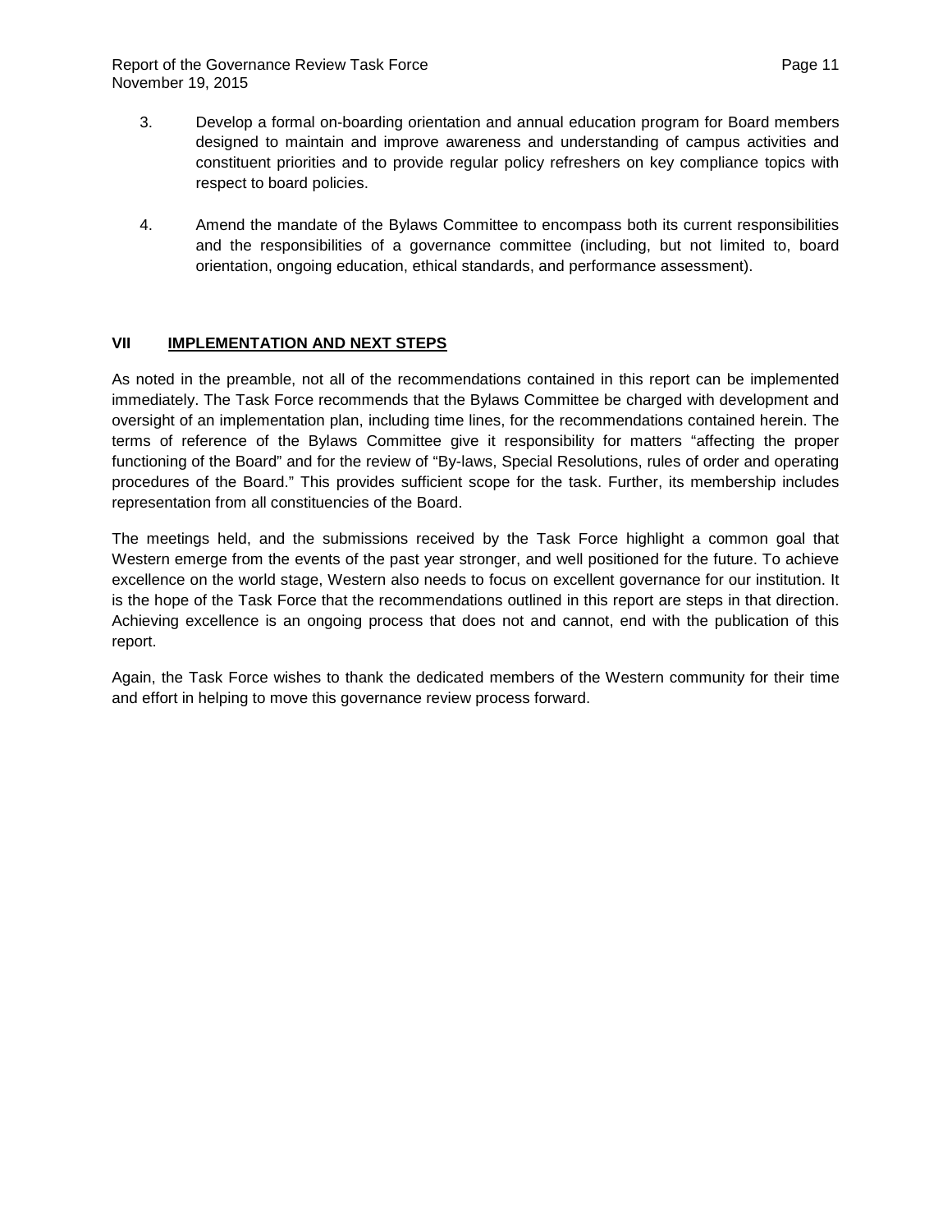3. Develop a formal on-boarding orientation and annual education program for Board members designed to maintain and improve awareness and understanding of campus activities and constituent priorities and to provide regular policy refreshers on key compliance topics with respect to board policies.

4. Amend the mandate of the Bylaws Committee to encompass both its current responsibilities and the responsibilities of a governance committee (including, but not limited to, board orientation, ongoing education, ethical standards, and performance assessment).

## VII IMPLEMENTATION AND NEXT STEPS

As noted in the preamble, not all of the recommendations contained in this report can be implemented immediately. The Task Force recommends that the Bylaws Committee be charged with development and oversight of an implementation plan, including time lines, for the recommendations contained herein. The terms of reference of the Bylaws Committee give it responsibility for matters "affecting the proper functioning of the Board" and for the review of "By-laws, Special Resolutions, rules of order and operating procedures of the Board." This provides sufficient scope for the task. Further, its membership includes representation from all constituencies of the Board.

The meetings held, and the submissions received by the Task Force highlight a common goal that Western emerge from the events of the past year stronger, and well positioned for the future. To achieve excellence on the world stage, Western also needs to focus on excellent governance for our institution. It is the hope of the Task Force that the recommendations outlined in this report are steps in that direction. Achieving excellence is an ongoing process that does not and cannot, end with the publication of this report.

Again, the Task Force wishes to thank the dedicated members of the Western community for their time and effort in helping to move this governance review process forward.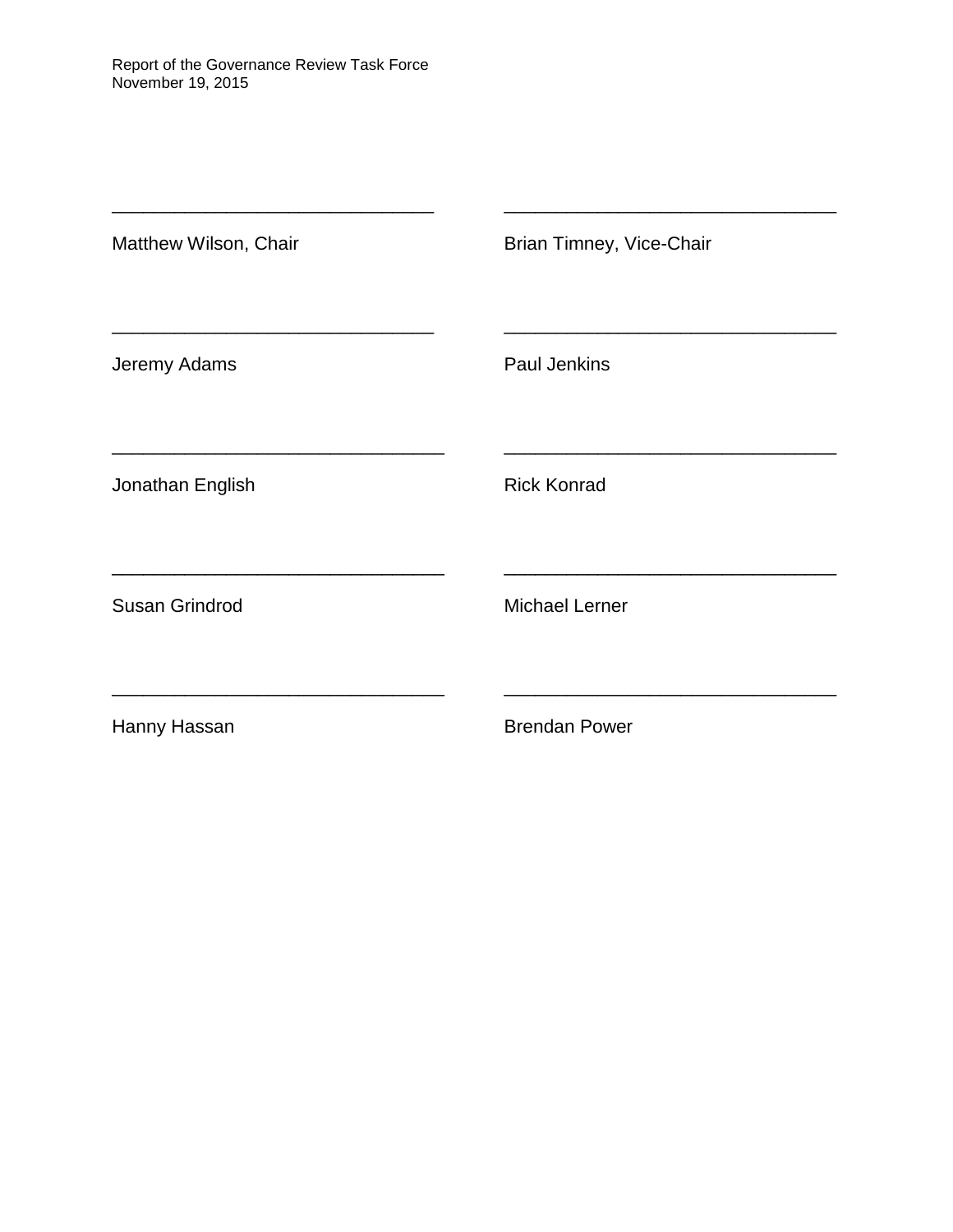________________________________ Matthew Wilson, Chair

________________________________ Brian Timney, Vice-Chair

________________________________ Jeremy Adams

________________________________ Paul Jenkins

________________________________ Jonathan English

________________________________ Rick Konrad

________________________________ Susan Grindrod

________________________________ Michael Lerner

________________________________ Hanny Hassan

________________________________ Brendan Power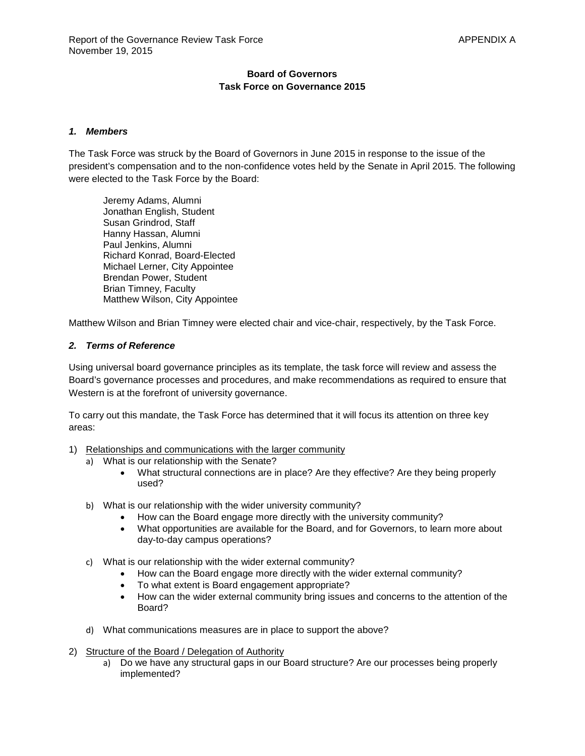**Board of Governors**
**Task Force on Governance 2015**

### *1. Members*

The Task Force was struck by the Board of Governors in June 2015 in response to the issue of the president's compensation and to the non-confidence votes held by the Senate in April 2015. The following were elected to the Task Force by the Board:

Jeremy Adams, Alumni
Jonathan English, Student
Susan Grindrod, Staff
Hanny Hassan, Alumni
Paul Jenkins, Alumni
Richard Konrad, Board-Elected
Michael Lerner, City Appointee
Brendan Power, Student
Brian Timney, Faculty
Matthew Wilson, City Appointee

Matthew Wilson and Brian Timney were elected chair and vice-chair, respectively, by the Task Force.

### *2. Terms of Reference*

Using universal board governance principles as its template, the task force will review and assess the Board's governance processes and procedures, and make recommendations as required to ensure that Western is at the forefront of university governance.

To carry out this mandate, the Task Force has determined that it will focus its attention on three key areas:

1) Relationships and communications with the larger community
   a) What is our relationship with the Senate?
      - What structural connections are in place? Are they effective? Are they being properly used?

   b) What is our relationship with the wider university community?
      - How can the Board engage more directly with the university community?
      - What opportunities are available for the Board, and for Governors, to learn more about day-to-day campus operations?

   c) What is our relationship with the wider external community?
      - How can the Board engage more directly with the wider external community?
      - To what extent is Board engagement appropriate?
      - How can the wider external community bring issues and concerns to the attention of the Board?

   d) What communications measures are in place to support the above?

2) Structure of the Board / Delegation of Authority
   a) Do we have any structural gaps in our Board structure? Are our processes being properly implemented?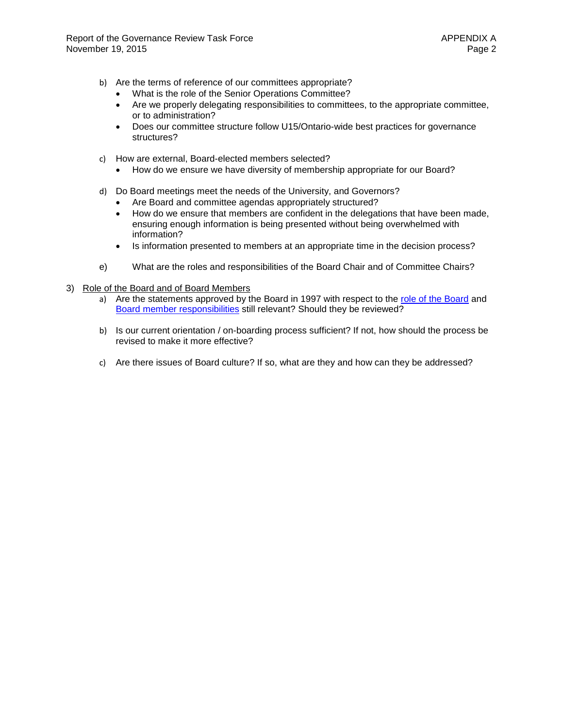b) Are the terms of reference of our committees appropriate?
   - What is the role of the Senior Operations Committee?
   - Are we properly delegating responsibilities to committees, to the appropriate committee, or to administration?
   - Does our committee structure follow U15/Ontario-wide best practices for governance structures?

c) How are external, Board-elected members selected?
   - How do we ensure we have diversity of membership appropriate for our Board?

d) Do Board meetings meet the needs of the University, and Governors?
   - Are Board and committee agendas appropriately structured?
   - How do we ensure that members are confident in the delegations that have been made, ensuring enough information is being presented without being overwhelmed with information?
   - Is information presented to members at an appropriate time in the decision process?

e) What are the roles and responsibilities of the Board Chair and of Committee Chairs?

3) Role of the Board and of Board Members

   a) Are the statements approved by the Board in 1997 with respect to the role of the Board and Board member responsibilities still relevant? Should they be reviewed?

   b) Is our current orientation / on-boarding process sufficient? If not, how should the process be revised to make it more effective?

   c) Are there issues of Board culture? If so, what are they and how can they be addressed?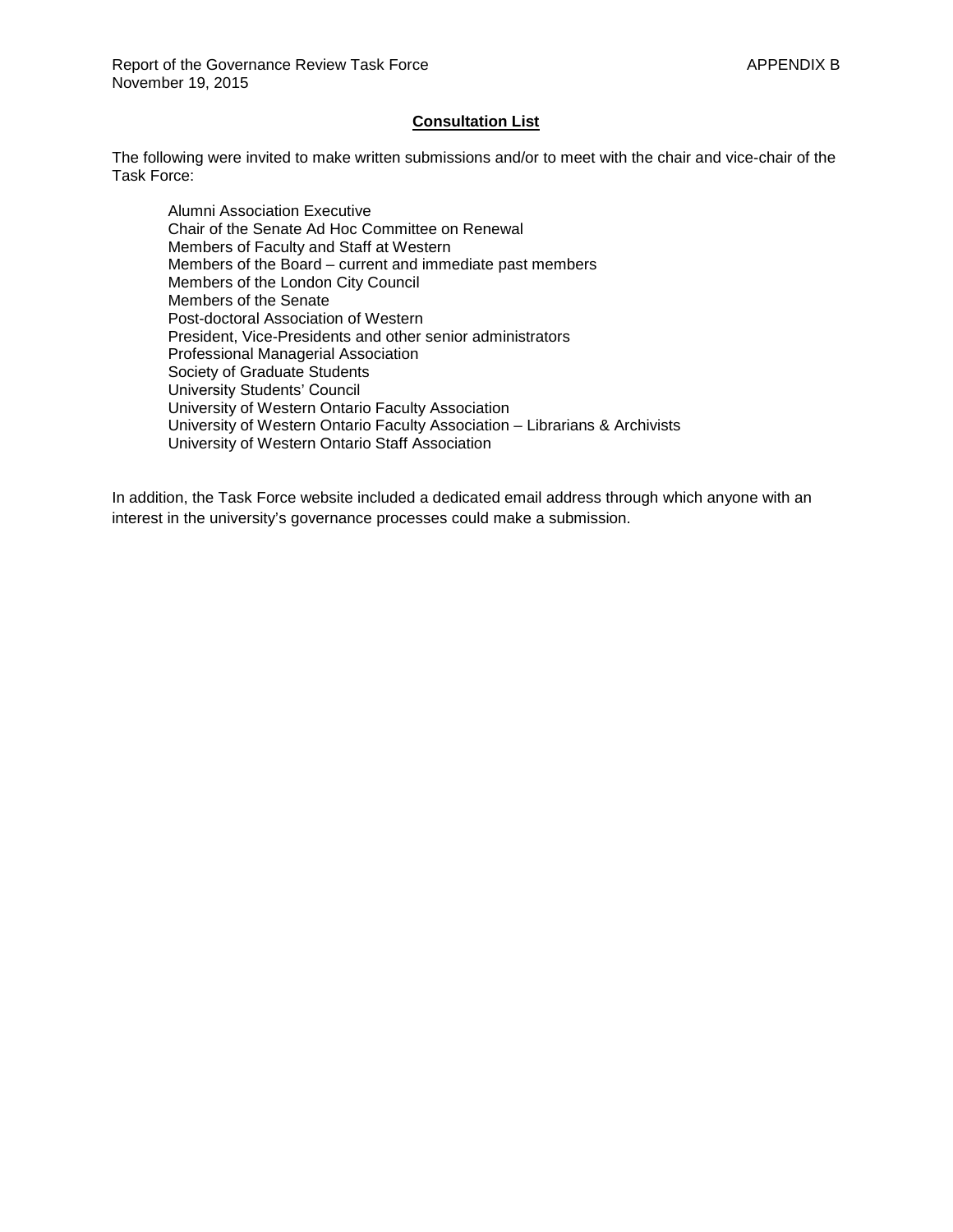## Consultation List

The following were invited to make written submissions and/or to meet with the chair and vice-chair of the Task Force:

- Alumni Association Executive
- Chair of the Senate Ad Hoc Committee on Renewal
- Members of Faculty and Staff at Western
- Members of the Board – current and immediate past members
- Members of the London City Council
- Members of the Senate
- Post-doctoral Association of Western
- President, Vice-Presidents and other senior administrators
- Professional Managerial Association
- Society of Graduate Students
- University Students' Council
- University of Western Ontario Faculty Association
- University of Western Ontario Faculty Association – Librarians & Archivists
- University of Western Ontario Staff Association

In addition, the Task Force website included a dedicated email address through which anyone with an interest in the university's governance processes could make a submission.